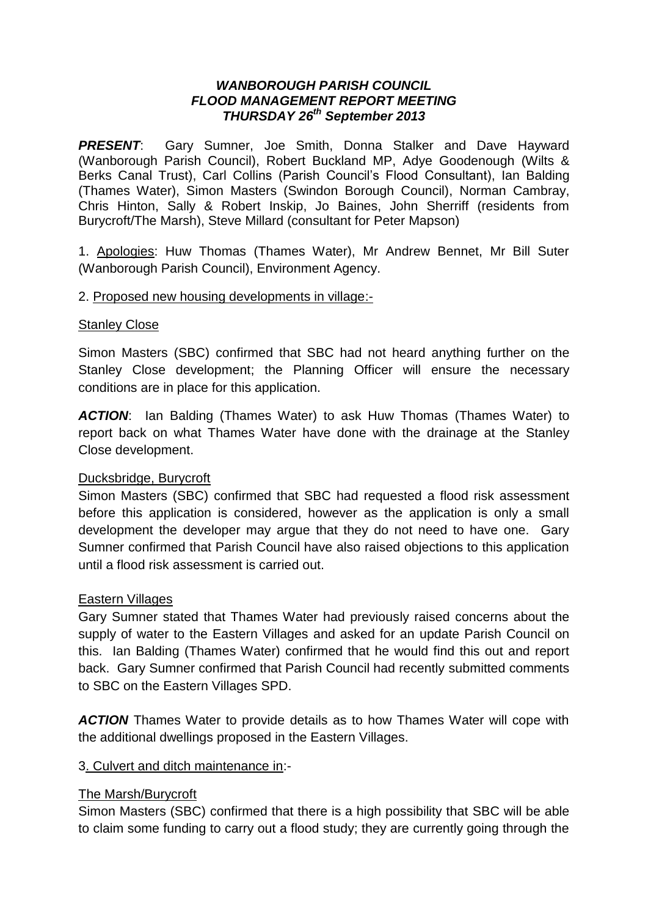# *WANBOROUGH PARISH COUNCIL*
## *FLOOD MANAGEMENT REPORT MEETING*
### *THURSDAY 26th September 2013*

***PRESENT***: Gary Sumner, Joe Smith, Donna Stalker and Dave Hayward (Wanborough Parish Council), Robert Buckland MP, Adye Goodenough (Wilts & Berks Canal Trust), Carl Collins (Parish Council's Flood Consultant), Ian Balding (Thames Water), Simon Masters (Swindon Borough Council), Norman Cambray, Chris Hinton, Sally & Robert Inskip, Jo Baines, John Sherriff (residents from Burycroft/The Marsh), Steve Millard (consultant for Peter Mapson)

1. Apologies: Huw Thomas (Thames Water), Mr Andrew Bennet, Mr Bill Suter (Wanborough Parish Council), Environment Agency.

2. Proposed new housing developments in village:-

Stanley Close

Simon Masters (SBC) confirmed that SBC had not heard anything further on the Stanley Close development; the Planning Officer will ensure the necessary conditions are in place for this application.

***ACTION***: Ian Balding (Thames Water) to ask Huw Thomas (Thames Water) to report back on what Thames Water have done with the drainage at the Stanley Close development.

Ducksbridge, Burycroft

Simon Masters (SBC) confirmed that SBC had requested a flood risk assessment before this application is considered, however as the application is only a small development the developer may argue that they do not need to have one. Gary Sumner confirmed that Parish Council have also raised objections to this application until a flood risk assessment is carried out.

Eastern Villages

Gary Sumner stated that Thames Water had previously raised concerns about the supply of water to the Eastern Villages and asked for an update Parish Council on this. Ian Balding (Thames Water) confirmed that he would find this out and report back. Gary Sumner confirmed that Parish Council had recently submitted comments to SBC on the Eastern Villages SPD.

***ACTION*** Thames Water to provide details as to how Thames Water will cope with the additional dwellings proposed in the Eastern Villages.

3. Culvert and ditch maintenance in:-

The Marsh/Burycroft

Simon Masters (SBC) confirmed that there is a high possibility that SBC will be able to claim some funding to carry out a flood study; they are currently going through the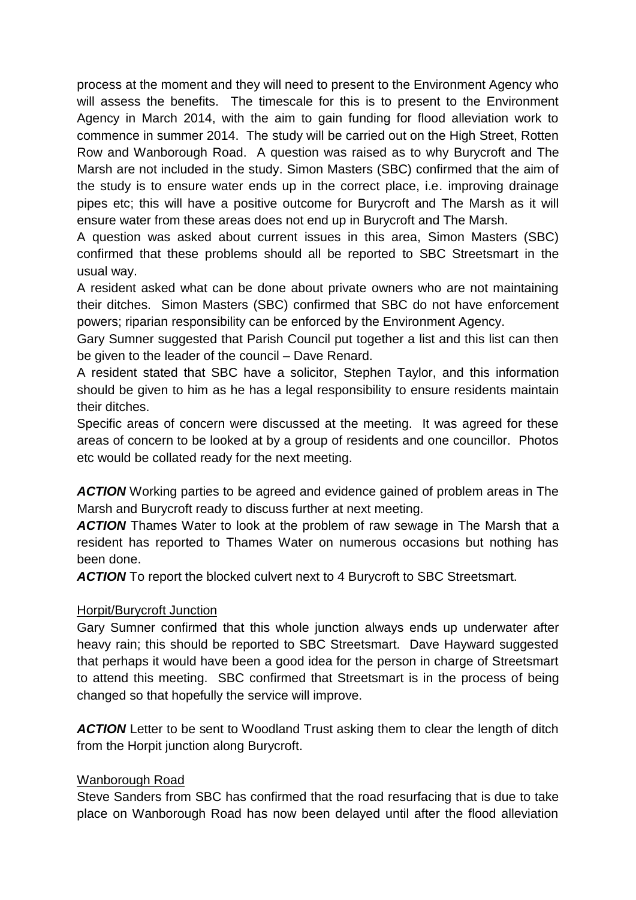process at the moment and they will need to present to the Environment Agency who will assess the benefits. The timescale for this is to present to the Environment Agency in March 2014, with the aim to gain funding for flood alleviation work to commence in summer 2014. The study will be carried out on the High Street, Rotten Row and Wanborough Road. A question was raised as to why Burycroft and The Marsh are not included in the study. Simon Masters (SBC) confirmed that the aim of the study is to ensure water ends up in the correct place, i.e. improving drainage pipes etc; this will have a positive outcome for Burycroft and The Marsh as it will ensure water from these areas does not end up in Burycroft and The Marsh.

A question was asked about current issues in this area, Simon Masters (SBC) confirmed that these problems should all be reported to SBC Streetsmart in the usual way.

A resident asked what can be done about private owners who are not maintaining their ditches. Simon Masters (SBC) confirmed that SBC do not have enforcement powers; riparian responsibility can be enforced by the Environment Agency.

Gary Sumner suggested that Parish Council put together a list and this list can then be given to the leader of the council – Dave Renard.

A resident stated that SBC have a solicitor, Stephen Taylor, and this information should be given to him as he has a legal responsibility to ensure residents maintain their ditches.

Specific areas of concern were discussed at the meeting. It was agreed for these areas of concern to be looked at by a group of residents and one councillor. Photos etc would be collated ready for the next meeting.

***ACTION*** Working parties to be agreed and evidence gained of problem areas in The Marsh and Burycroft ready to discuss further at next meeting.

***ACTION*** Thames Water to look at the problem of raw sewage in The Marsh that a resident has reported to Thames Water on numerous occasions but nothing has been done.

***ACTION*** To report the blocked culvert next to 4 Burycroft to SBC Streetsmart.

Horpit/Burycroft Junction

Gary Sumner confirmed that this whole junction always ends up underwater after heavy rain; this should be reported to SBC Streetsmart. Dave Hayward suggested that perhaps it would have been a good idea for the person in charge of Streetsmart to attend this meeting. SBC confirmed that Streetsmart is in the process of being changed so that hopefully the service will improve.

***ACTION*** Letter to be sent to Woodland Trust asking them to clear the length of ditch from the Horpit junction along Burycroft.

Wanborough Road

Steve Sanders from SBC has confirmed that the road resurfacing that is due to take place on Wanborough Road has now been delayed until after the flood alleviation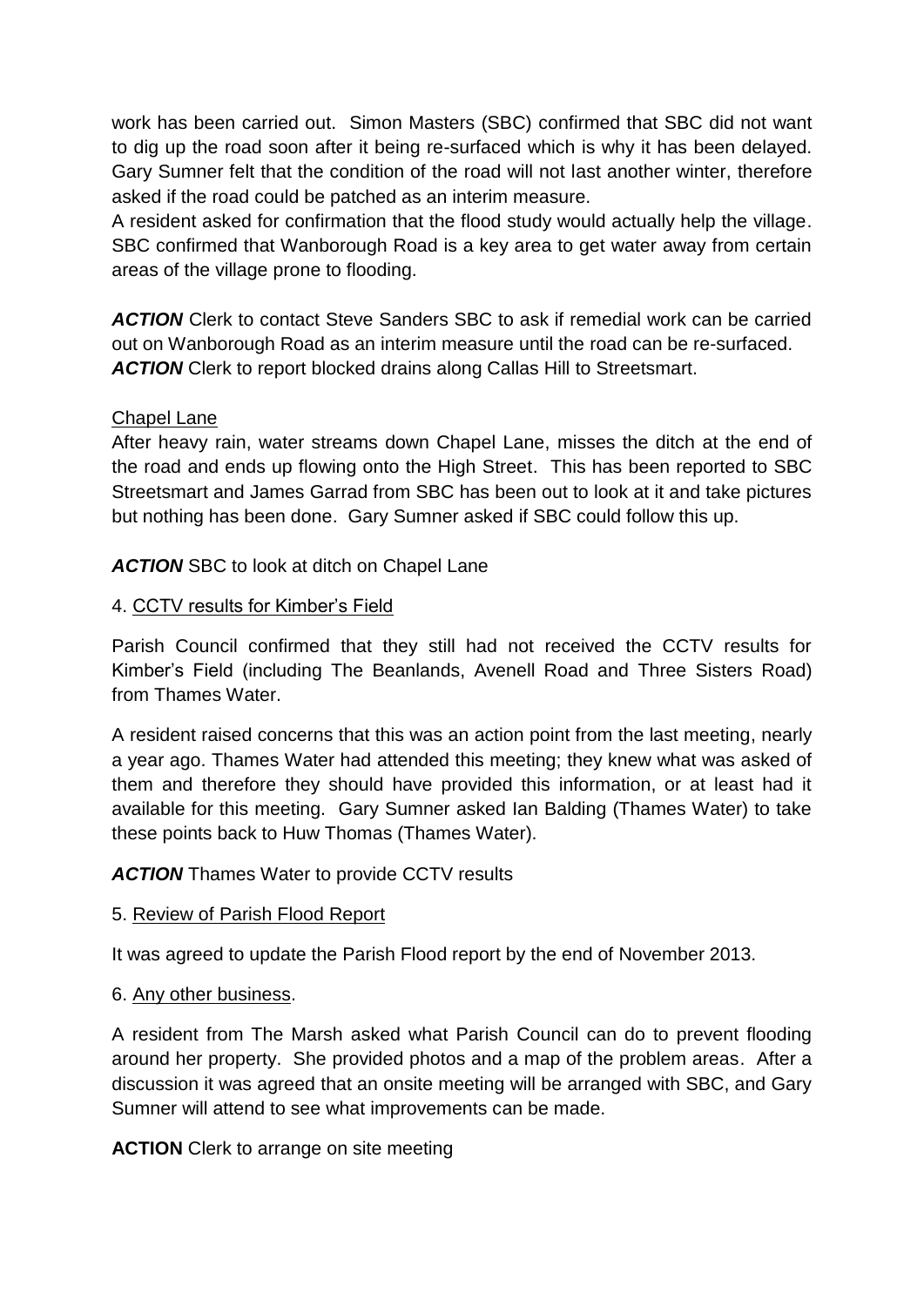work has been carried out. Simon Masters (SBC) confirmed that SBC did not want to dig up the road soon after it being re-surfaced which is why it has been delayed. Gary Sumner felt that the condition of the road will not last another winter, therefore asked if the road could be patched as an interim measure.

A resident asked for confirmation that the flood study would actually help the village. SBC confirmed that Wanborough Road is a key area to get water away from certain areas of the village prone to flooding.

***ACTION*** Clerk to contact Steve Sanders SBC to ask if remedial work can be carried out on Wanborough Road as an interim measure until the road can be re-surfaced.
***ACTION*** Clerk to report blocked drains along Callas Hill to Streetsmart.

<u>Chapel Lane</u>

After heavy rain, water streams down Chapel Lane, misses the ditch at the end of the road and ends up flowing onto the High Street. This has been reported to SBC Streetsmart and James Garrad from SBC has been out to look at it and take pictures but nothing has been done. Gary Sumner asked if SBC could follow this up.

***ACTION*** SBC to look at ditch on Chapel Lane

4. <u>CCTV results for Kimber's Field</u>

Parish Council confirmed that they still had not received the CCTV results for Kimber's Field (including The Beanlands, Avenell Road and Three Sisters Road) from Thames Water.

A resident raised concerns that this was an action point from the last meeting, nearly a year ago. Thames Water had attended this meeting; they knew what was asked of them and therefore they should have provided this information, or at least had it available for this meeting. Gary Sumner asked Ian Balding (Thames Water) to take these points back to Huw Thomas (Thames Water).

***ACTION*** Thames Water to provide CCTV results

5. <u>Review of Parish Flood Report</u>

It was agreed to update the Parish Flood report by the end of November 2013.

6. <u>Any other business</u>.

A resident from The Marsh asked what Parish Council can do to prevent flooding around her property. She provided photos and a map of the problem areas. After a discussion it was agreed that an onsite meeting will be arranged with SBC, and Gary Sumner will attend to see what improvements can be made.

**ACTION** Clerk to arrange on site meeting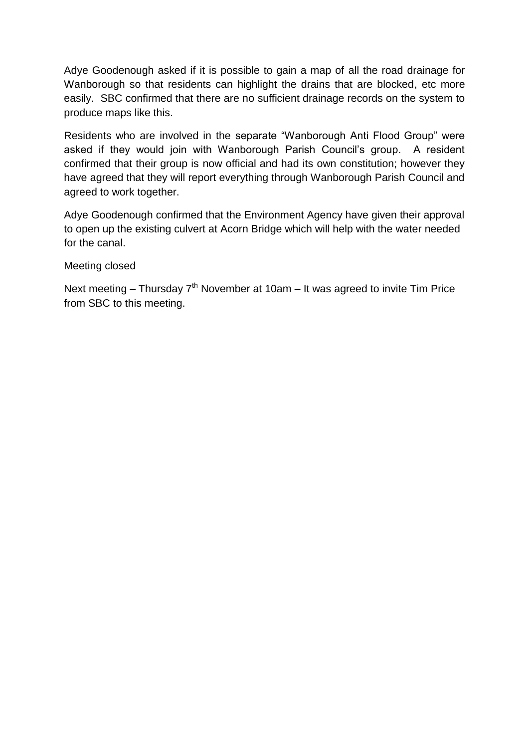Adye Goodenough asked if it is possible to gain a map of all the road drainage for Wanborough so that residents can highlight the drains that are blocked, etc more easily. SBC confirmed that there are no sufficient drainage records on the system to produce maps like this.

Residents who are involved in the separate "Wanborough Anti Flood Group" were asked if they would join with Wanborough Parish Council's group. A resident confirmed that their group is now official and had its own constitution; however they have agreed that they will report everything through Wanborough Parish Council and agreed to work together.

Adye Goodenough confirmed that the Environment Agency have given their approval to open up the existing culvert at Acorn Bridge which will help with the water needed for the canal.

Meeting closed

Next meeting – Thursday 7th November at 10am – It was agreed to invite Tim Price from SBC to this meeting.